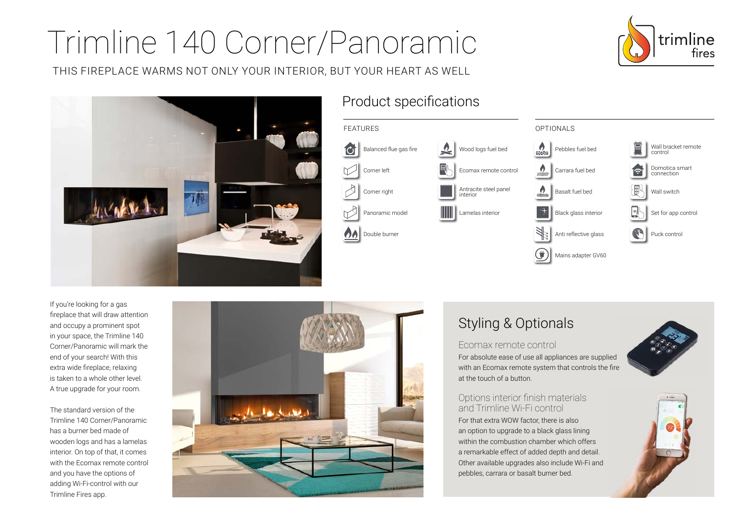# Trimline 140 Corner/Panoramic

THIS FIREPLACE WARMS NOT ONLY YOUR INTERIOR, BUT YOUR HEART AS WELL

## Product specifications

### FEATURES

- Balanced flue gas fire
- Corner left
- Corner right
- Panoramic model
- Double burner
- Wood logs fuel bed
- Ecomax remote control
- Antracite steel panel interior
- Lamelas interior

### OPTIONALS

- Pebbles fuel bed
- Carrara fuel bed
- Basalt fuel bed
- Black glass interior
- Anti reflective glass
- Mains adapter GV60
- Wall bracket remote control
- Domotica smart connection
- Wall switch
- Set for app control
- Puck control

If you're looking for a gas fireplace that will draw attention and occupy a prominent spot in your space, the Trimline 140 Corner/Panoramic will mark the end of your search! With this extra wide fireplace, relaxing is taken to a whole other level. A true upgrade for your room.

The standard version of the Trimline 140 Corner/Panoramic has a burner bed made of wooden logs and has a lamelas interior. On top of that, it comes with the Ecomax remote control and you have the options of adding Wi-Fi-control with our Trimline Fires app.

## Styling & Optionals

### Ecomax remote control

For absolute ease of use all appliances are supplied with an Ecomax remote system that controls the fire at the touch of a button.

### Options interior finish materials and Trimline Wi-Fi control

For that extra WOW factor, there is also an option to upgrade to a black glass lining within the combustion chamber which offers a remarkable effect of added depth and detail. Other available upgrades also include Wi-Fi and pebbles, carrara or basalt burner bed.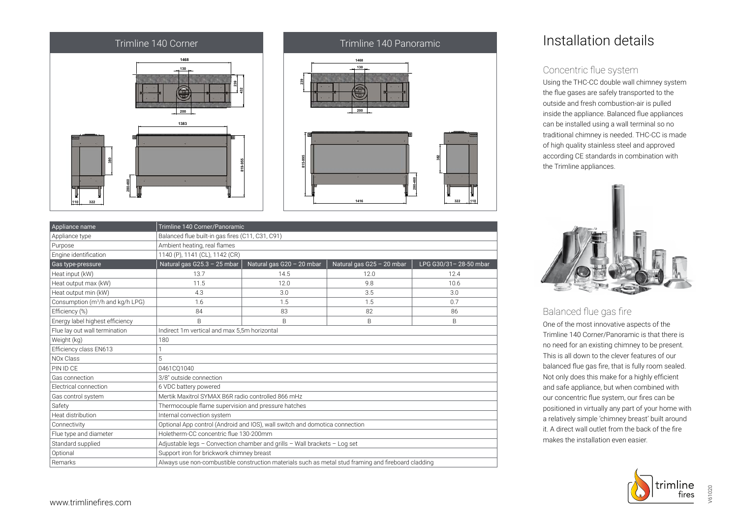## Trimline 140 Corner

1468
130
239
432
200
1383
380
819-955
280-460
110
322

## Trimline 140 Panoramic

1468
130
239
200
815-995
1416
382
280-460
322
110

| Appliance name | Trimline 140 Corner/Panoramic | | | |
|---|---|---|---|---|
| Appliance type | Balanced flue built-in gas fires (C11, C31, C91) | | | |
| Purpose | Ambient heating, real flames | | | |
| Engine identification | 1140 (P), 1141 (CL), 1142 (CR) | | | |
| Gas type-pressure | Natural gas G25.3 – 25 mbar | Natural gas G20 – 20 mbar | Natural gas G25 – 20 mbar | LPG G30/31– 28-50 mbar |
| Heat input (kW) | 13.7 | 14.5 | 12.0 | 12.4 |
| Heat output max (kW) | 11.5 | 12.0 | 9.8 | 10.6 |
| Heat output min (kW) | 4.3 | 3.0 | 3.5 | 3.0 |
| Consumption ($m^3$/h and kg/h LPG) | 1.6 | 1.5 | 1.5 | 0.7 |
| Efficiency (%) | 84 | 83 | 82 | 86 |
| Energy label highest efficiency | B | B | B | B |
| Flue lay out wall termination | Indirect 1m vertical and max 5,5m horizontal | | | |
| Weight (kg) | 180 | | | |
| Efficiency class EN613 | 1 | | | |
| NOx Class | 5 | | | |
| PIN ID CE | 0461CQ1040 | | | |
| Gas connection | 3/8" outside connection | | | |
| Electrical connection | 6 VDC battery powered | | | |
| Gas control system | Mertik Maxitrol SYMAX B6R radio controlled 866 mHz | | | |
| Safety | Thermocouple flame supervision and pressure hatches | | | |
| Heat distribution | Internal convection system | | | |
| Connectivity | Optional App control (Android and IOS), wall switch and domotica connection | | | |
| Flue type and diameter | Holetherm-CC concentric flue 130-200mm | | | |
| Standard supplied | Adjustable legs – Convection chamber and grills – Wall brackets – Log set | | | |
| Optional | Support iron for brickwork chimney breast | | | |
| Remarks | Always use non-combustible construction materials such as metal stud framing and fireboard cladding | | | |

# Installation details

## Concentric flue system

Using the THC-CC double wall chimney system the flue gases are safely transported to the outside and fresh combustion-air is pulled inside the appliance. Balanced flue appliances can be installed using a wall terminal so no traditional chimney is needed. THC-CC is made of high quality stainless steel and approved according CE standards in combination with the Trimline appliances.

## Balanced flue gas fire

One of the most innovative aspects of the Trimline 140 Corner/Panoramic is that there is no need for an existing chimney to be present. This is all down to the clever features of our balanced flue gas fire, that is fully room sealed. Not only does this make for a highly efficient and safe appliance, but when combined with our concentric flue system, our fires can be positioned in virtually any part of your home with a relatively simple 'chimney breast' built around it. A direct wall outlet from the back of the fire makes the installation even easier.

trimline fires

V61020

www.trimlinefires.com